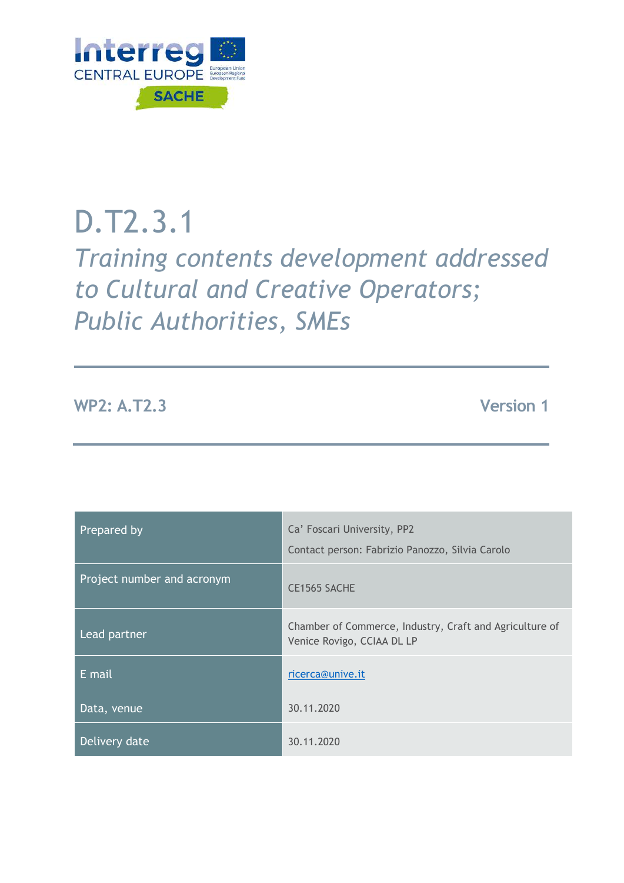Interreg CENTRAL EUROPE

SACHE

# D.T2.3.1

## *Training contents development addressed to Cultural and Creative Operators; Public Authorities, SMEs*

**WP2: A.T2.3** **Version 1**

| | |
|---|---|
| Prepared by | Ca' Foscari University, PP2<br>Contact person: Fabrizio Panozzo, Silvia Carolo |
| Project number and acronym | CE1565 SACHE |
| Lead partner | Chamber of Commerce, Industry, Craft and Agriculture of Venice Rovigo, CCIAA DL LP |
| E mail | ricerca@unive.it |
| Data, venue | 30.11.2020 |
| Delivery date | 30.11.2020 |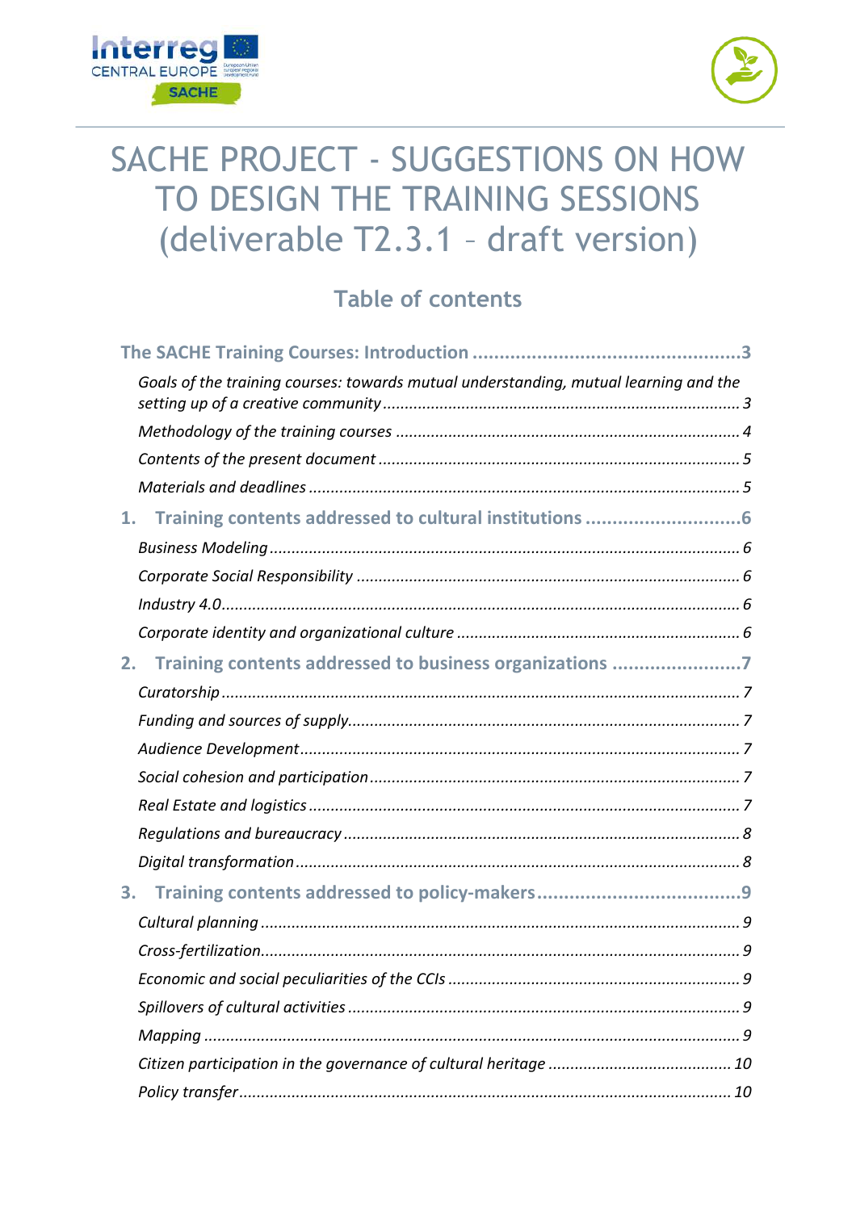# SACHE PROJECT - SUGGESTIONS ON HOW TO DESIGN THE TRAINING SESSIONS (deliverable T2.3.1 – draft version)

## Table of contents

**The SACHE Training Courses: Introduction** ........................................ 3

*Goals of the training courses: towards mutual understanding, mutual learning and the setting up of a creative community* ........................................ 3

*Methodology of the training courses* ........................................ 4

*Contents of the present document* ........................................ 5

*Materials and deadlines* ........................................ 5

**1. Training contents addressed to cultural institutions** ........................................ 6

*Business Modeling* ........................................ 6

*Corporate Social Responsibility* ........................................ 6

*Industry 4.0* ........................................ 6

*Corporate identity and organizational culture* ........................................ 6

**2. Training contents addressed to business organizations** ........................................ 7

*Curatorship* ........................................ 7

*Funding and sources of supply* ........................................ 7

*Audience Development* ........................................ 7

*Social cohesion and participation* ........................................ 7

*Real Estate and logistics* ........................................ 7

*Regulations and bureaucracy* ........................................ 8

*Digital transformation* ........................................ 8

**3. Training contents addressed to policy-makers** ........................................ 9

*Cultural planning* ........................................ 9

*Cross-fertilization* ........................................ 9

*Economic and social peculiarities of the CCIs* ........................................ 9

*Spillovers of cultural activities* ........................................ 9

*Mapping* ........................................ 9

*Citizen participation in the governance of cultural heritage* ........................................ 10

*Policy transfer* ........................................ 10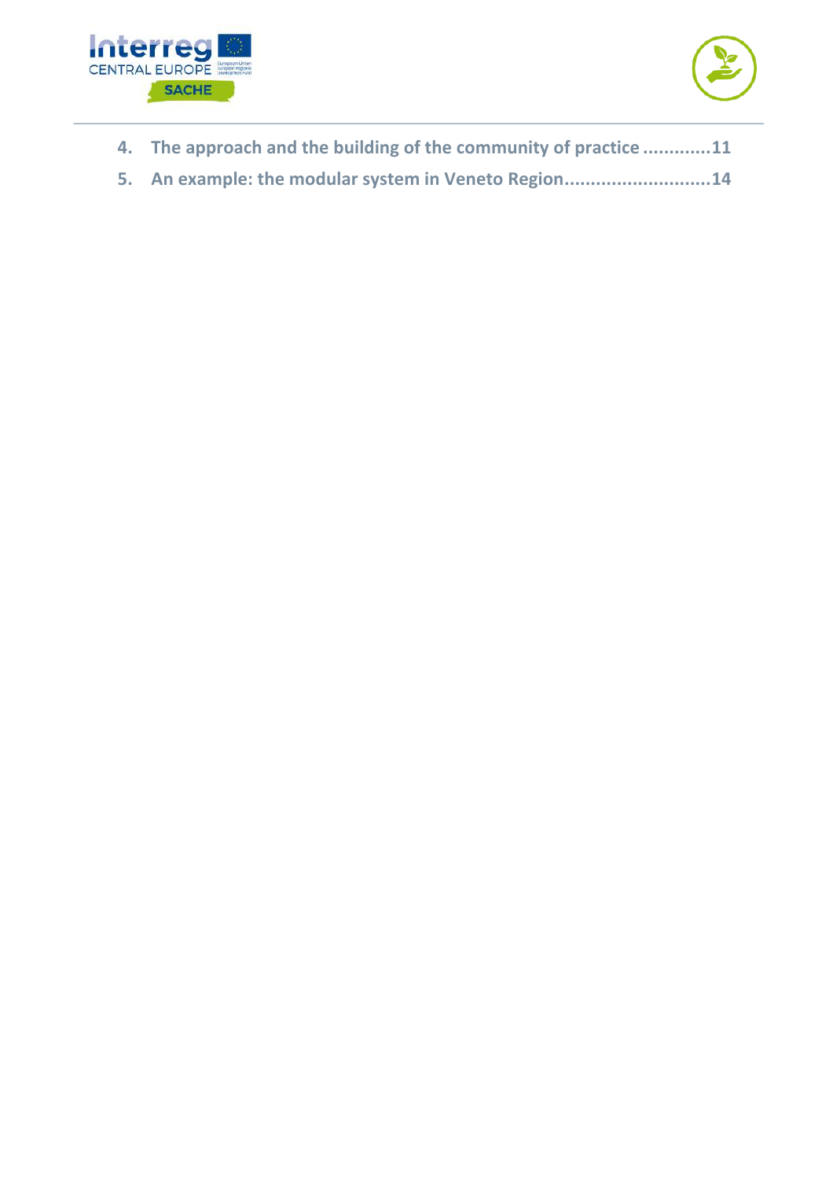4. **The approach and the building of the community of practice .............11**
5. **An example: the modular system in Veneto Region............................14**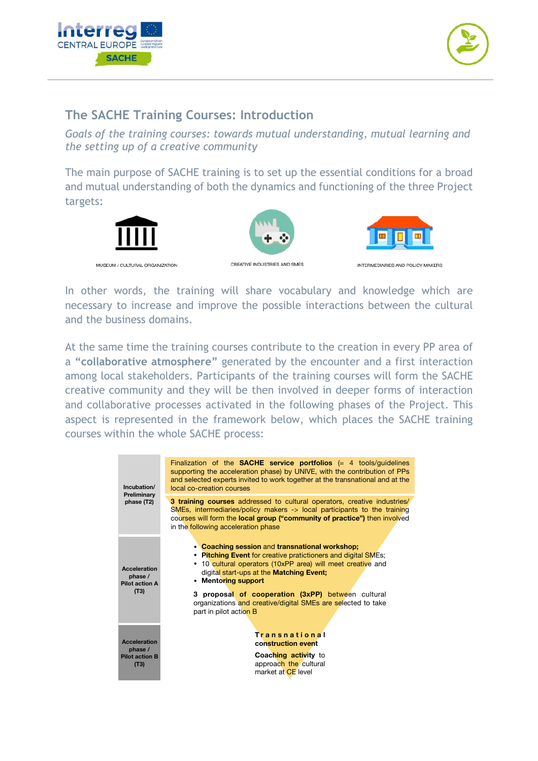## The SACHE Training Courses: Introduction

*Goals of the training courses: towards mutual understanding, mutual learning and the setting up of a creative community*

The main purpose of SACHE training is to set up the essential conditions for a broad and mutual understanding of both the dynamics and functioning of the three Project targets:

MUSEUM / CULTURAL ORGANIZATION

CREATIVE INDUSTRIES AND SMES

INTERMEDIARIES AND POLICY MAKERS

In other words, the training will share vocabulary and knowledge which are necessary to increase and improve the possible interactions between the cultural and the business domains.

At the same time the training courses contribute to the creation in every PP area of a **"collaborative atmosphere"** generated by the encounter and a first interaction among local stakeholders. Participants of the training courses will form the SACHE creative community and they will be then involved in deeper forms of interaction and collaborative processes activated in the following phases of the Project. This aspect is represented in the framework below, which places the SACHE training courses within the whole SACHE process:

| Phase | Activities |
|---|---|
| **Incubation/ Preliminary phase (T2)** | Finalization of the **SACHE service portfolios** (= 4 tools/guidelines supporting the acceleration phase) by UNIVE, with the contribution of PPs and selected experts invited to work together at the transnational and at the local co-creation courses<br><br>**3 training courses** addressed to cultural operators, creative industries/ SMEs, intermediaries/policy makers -> local participants to the training courses will form the **local group ("community of practice")** then involved in the following acceleration phase |
| **Acceleration phase / Pilot action A (T3)** | • **Coaching session** and **transnational workshop;**<br>• **Pitching Event** for creative practitioners and digital SMEs;<br>• 10 cultural operators (10xPP area) will meet creative and digital start-ups at the **Matching Event;**<br>• **Mentoring support**<br><br>**3 proposal of cooperation (3xPP)** between cultural organizations and creative/digital SMEs are selected to take part in pilot action B |
| **Acceleration phase / Pilot action B (T3)** | **Transnational construction event**<br><br>**Coaching activity** to approach the cultural market at CE level |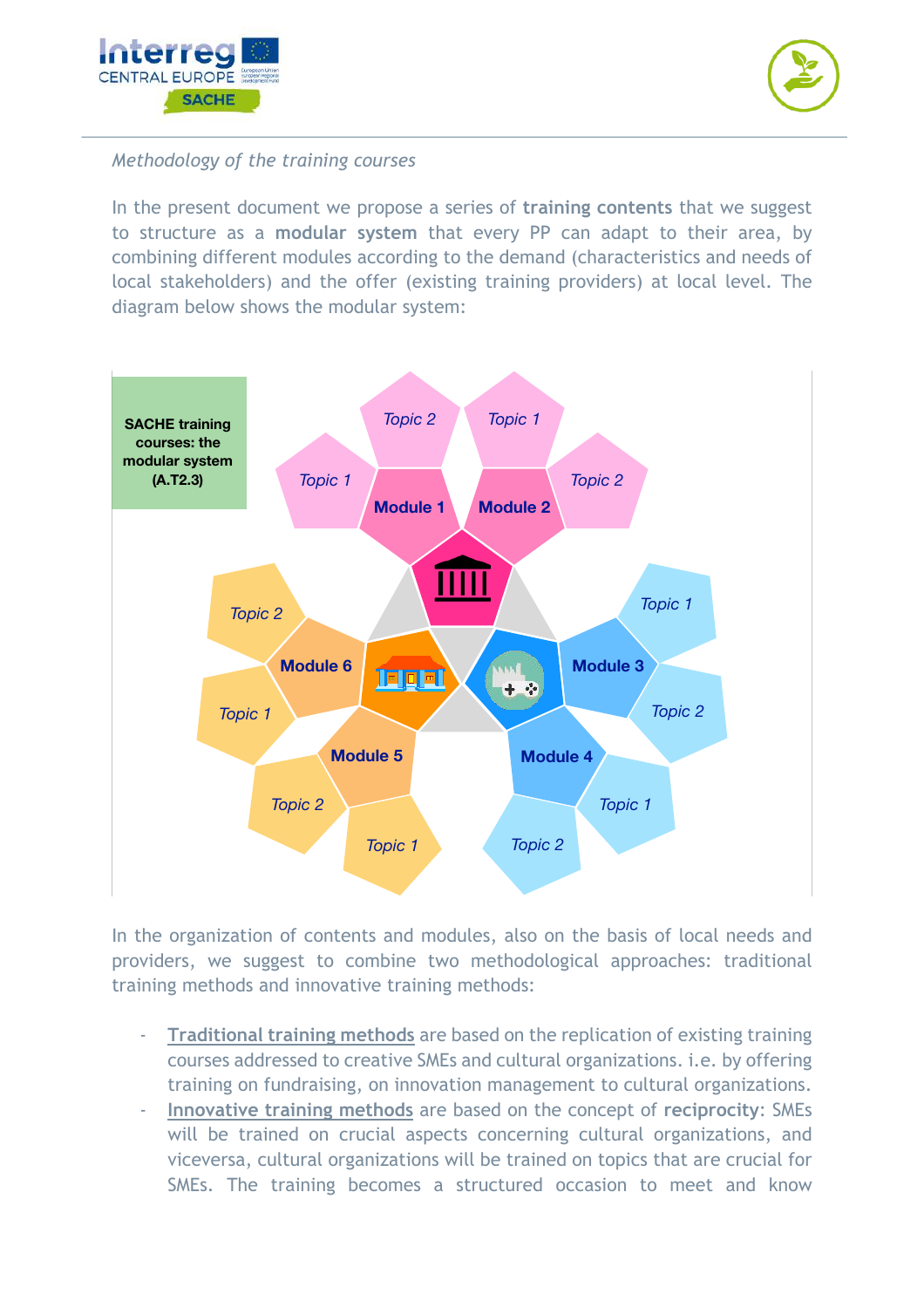*Methodology of the training courses*

In the present document we propose a series of **training contents** that we suggest to structure as a **modular system** that every PP can adapt to their area, by combining different modules according to the demand (characteristics and needs of local stakeholders) and the offer (existing training providers) at local level. The diagram below shows the modular system:

**SACHE training courses: the modular system (A.T2.3)**

- Module 1: *Topic 1*, *Topic 2*
- Module 2: *Topic 1*, *Topic 2*
- Module 3: *Topic 1*, *Topic 2*
- Module 4: *Topic 1*, *Topic 2*
- Module 5: *Topic 1*, *Topic 2*
- Module 6: *Topic 1*, *Topic 2*

In the organization of contents and modules, also on the basis of local needs and providers, we suggest to combine two methodological approaches: traditional training methods and innovative training methods:

- Traditional training methods are based on the replication of existing training courses addressed to creative SMEs and cultural organizations. i.e. by offering training on fundraising, on innovation management to cultural organizations.
- Innovative training methods are based on the concept of **reciprocity**: SMEs will be trained on crucial aspects concerning cultural organizations, and viceversa, cultural organizations will be trained on topics that are crucial for SMEs. The training becomes a structured occasion to meet and know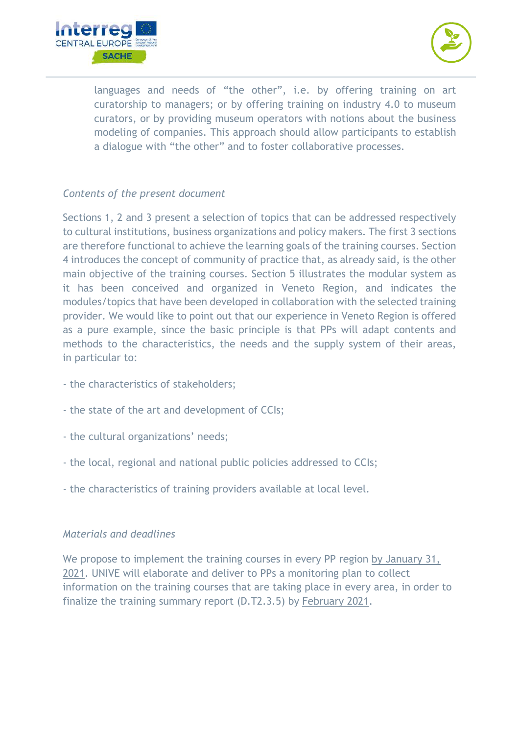languages and needs of "the other", i.e. by offering training on art curatorship to managers; or by offering training on industry 4.0 to museum curators, or by providing museum operators with notions about the business modeling of companies. This approach should allow participants to establish a dialogue with "the other" and to foster collaborative processes.

*Contents of the present document*

Sections 1, 2 and 3 present a selection of topics that can be addressed respectively to cultural institutions, business organizations and policy makers. The first 3 sections are therefore functional to achieve the learning goals of the training courses. Section 4 introduces the concept of community of practice that, as already said, is the other main objective of the training courses. Section 5 illustrates the modular system as it has been conceived and organized in Veneto Region, and indicates the modules/topics that have been developed in collaboration with the selected training provider. We would like to point out that our experience in Veneto Region is offered as a pure example, since the basic principle is that PPs will adapt contents and methods to the characteristics, the needs and the supply system of their areas, in particular to:

- the characteristics of stakeholders;

- the state of the art and development of CCIs;

- the cultural organizations' needs;

- the local, regional and national public policies addressed to CCIs;

- the characteristics of training providers available at local level.

*Materials and deadlines*

We propose to implement the training courses in every PP region by January 31, 2021. UNIVE will elaborate and deliver to PPs a monitoring plan to collect information on the training courses that are taking place in every area, in order to finalize the training summary report (D.T2.3.5) by February 2021.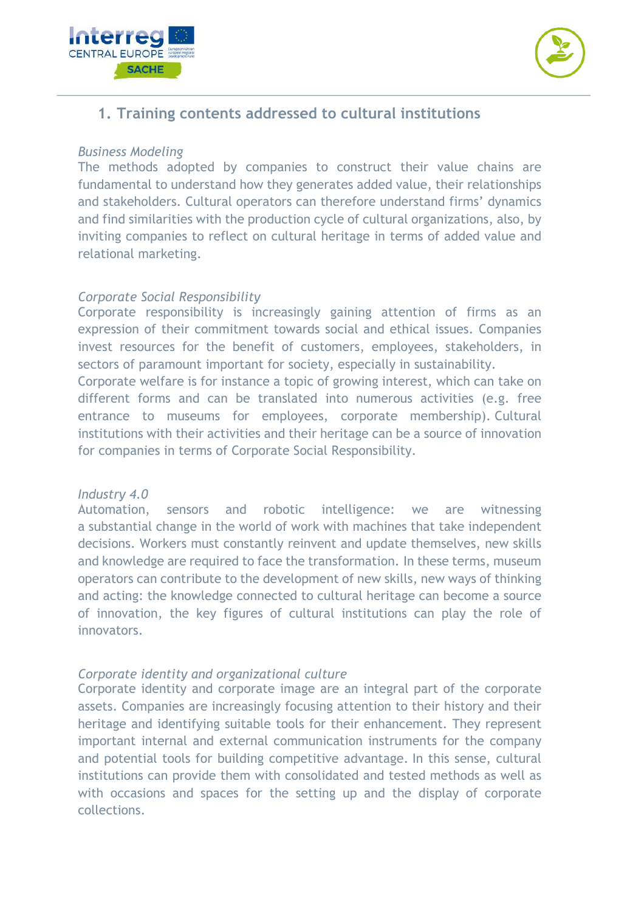## 1. Training contents addressed to cultural institutions

*Business Modeling*

The methods adopted by companies to construct their value chains are fundamental to understand how they generates added value, their relationships and stakeholders. Cultural operators can therefore understand firms' dynamics and find similarities with the production cycle of cultural organizations, also, by inviting companies to reflect on cultural heritage in terms of added value and relational marketing.

*Corporate Social Responsibility*

Corporate responsibility is increasingly gaining attention of firms as an expression of their commitment towards social and ethical issues. Companies invest resources for the benefit of customers, employees, stakeholders, in sectors of paramount important for society, especially in sustainability.

Corporate welfare is for instance a topic of growing interest, which can take on different forms and can be translated into numerous activities (e.g. free entrance to museums for employees, corporate membership). Cultural institutions with their activities and their heritage can be a source of innovation for companies in terms of Corporate Social Responsibility.

*Industry 4.0*

Automation, sensors and robotic intelligence: we are witnessing a substantial change in the world of work with machines that take independent decisions. Workers must constantly reinvent and update themselves, new skills and knowledge are required to face the transformation. In these terms, museum operators can contribute to the development of new skills, new ways of thinking and acting: the knowledge connected to cultural heritage can become a source of innovation, the key figures of cultural institutions can play the role of innovators.

*Corporate identity and organizational culture*

Corporate identity and corporate image are an integral part of the corporate assets. Companies are increasingly focusing attention to their history and their heritage and identifying suitable tools for their enhancement. They represent important internal and external communication instruments for the company and potential tools for building competitive advantage. In this sense, cultural institutions can provide them with consolidated and tested methods as well as with occasions and spaces for the setting up and the display of corporate collections.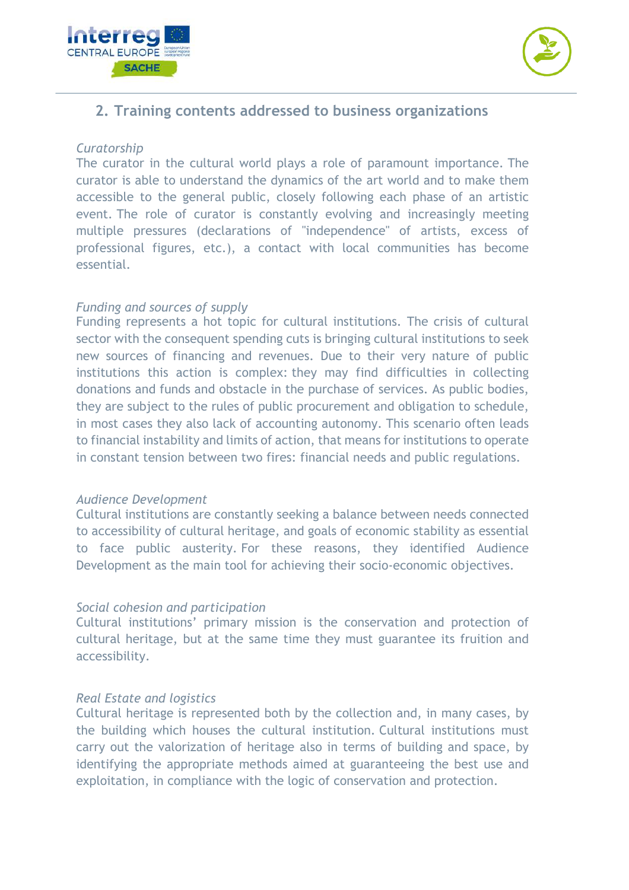## 2. Training contents addressed to business organizations

*Curatorship*

The curator in the cultural world plays a role of paramount importance. The curator is able to understand the dynamics of the art world and to make them accessible to the general public, closely following each phase of an artistic event. The role of curator is constantly evolving and increasingly meeting multiple pressures (declarations of "independence" of artists, excess of professional figures, etc.), a contact with local communities has become essential.

*Funding and sources of supply*

Funding represents a hot topic for cultural institutions. The crisis of cultural sector with the consequent spending cuts is bringing cultural institutions to seek new sources of financing and revenues. Due to their very nature of public institutions this action is complex: they may find difficulties in collecting donations and funds and obstacle in the purchase of services. As public bodies, they are subject to the rules of public procurement and obligation to schedule, in most cases they also lack of accounting autonomy. This scenario often leads to financial instability and limits of action, that means for institutions to operate in constant tension between two fires: financial needs and public regulations.

*Audience Development*

Cultural institutions are constantly seeking a balance between needs connected to accessibility of cultural heritage, and goals of economic stability as essential to face public austerity. For these reasons, they identified Audience Development as the main tool for achieving their socio-economic objectives.

*Social cohesion and participation*

Cultural institutions' primary mission is the conservation and protection of cultural heritage, but at the same time they must guarantee its fruition and accessibility.

*Real Estate and logistics*

Cultural heritage is represented both by the collection and, in many cases, by the building which houses the cultural institution. Cultural institutions must carry out the valorization of heritage also in terms of building and space, by identifying the appropriate methods aimed at guaranteeing the best use and exploitation, in compliance with the logic of conservation and protection.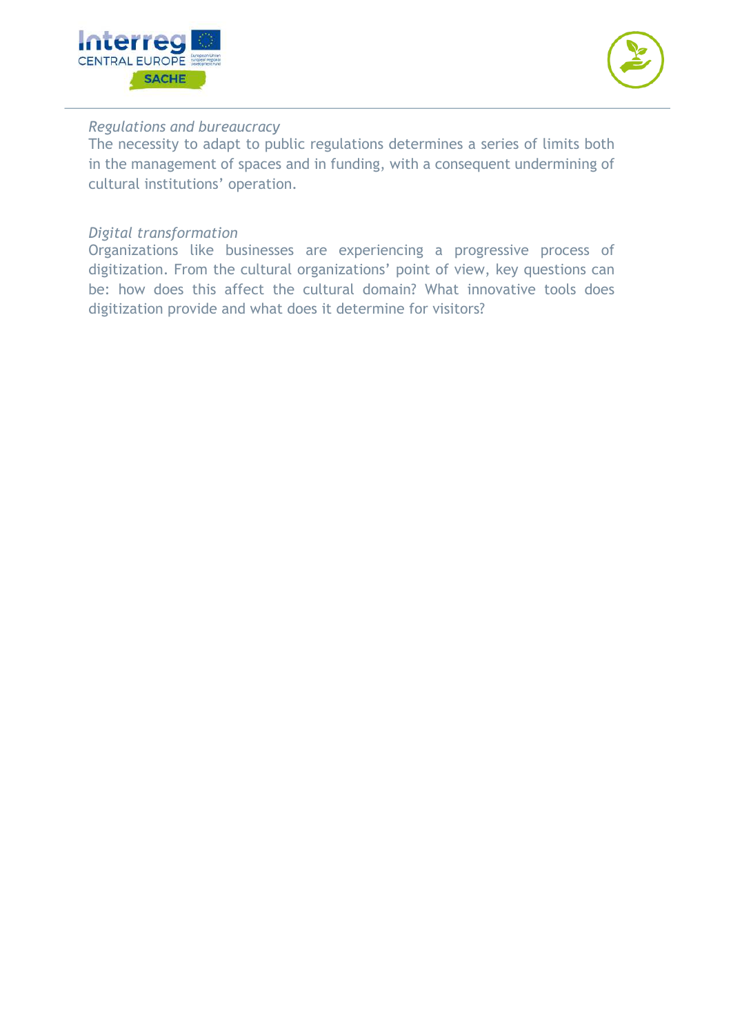*Regulations and bureaucracy*

The necessity to adapt to public regulations determines a series of limits both in the management of spaces and in funding, with a consequent undermining of cultural institutions' operation.

*Digital transformation*

Organizations like businesses are experiencing a progressive process of digitization. From the cultural organizations' point of view, key questions can be: how does this affect the cultural domain? What innovative tools does digitization provide and what does it determine for visitors?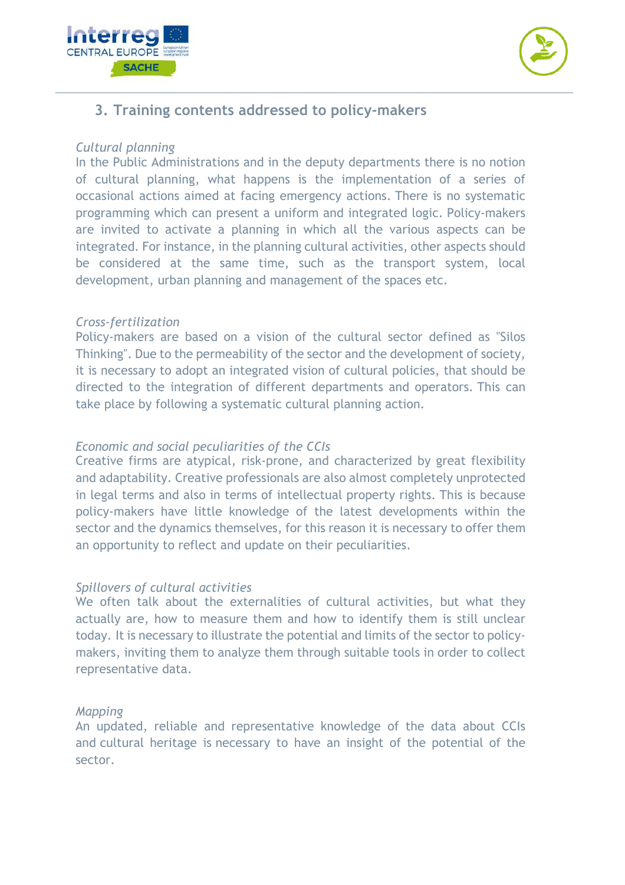## 3. Training contents addressed to policy-makers

*Cultural planning*

In the Public Administrations and in the deputy departments there is no notion of cultural planning, what happens is the implementation of a series of occasional actions aimed at facing emergency actions. There is no systematic programming which can present a uniform and integrated logic. Policy-makers are invited to activate a planning in which all the various aspects can be integrated. For instance, in the planning cultural activities, other aspects should be considered at the same time, such as the transport system, local development, urban planning and management of the spaces etc.

*Cross-fertilization*

Policy-makers are based on a vision of the cultural sector defined as "Silos Thinking". Due to the permeability of the sector and the development of society, it is necessary to adopt an integrated vision of cultural policies, that should be directed to the integration of different departments and operators. This can take place by following a systematic cultural planning action.

*Economic and social peculiarities of the CCIs*

Creative firms are atypical, risk-prone, and characterized by great flexibility and adaptability. Creative professionals are also almost completely unprotected in legal terms and also in terms of intellectual property rights. This is because policy-makers have little knowledge of the latest developments within the sector and the dynamics themselves, for this reason it is necessary to offer them an opportunity to reflect and update on their peculiarities.

*Spillovers of cultural activities*

We often talk about the externalities of cultural activities, but what they actually are, how to measure them and how to identify them is still unclear today. It is necessary to illustrate the potential and limits of the sector to policy-makers, inviting them to analyze them through suitable tools in order to collect representative data.

*Mapping*

An updated, reliable and representative knowledge of the data about CCIs and cultural heritage is necessary to have an insight of the potential of the sector.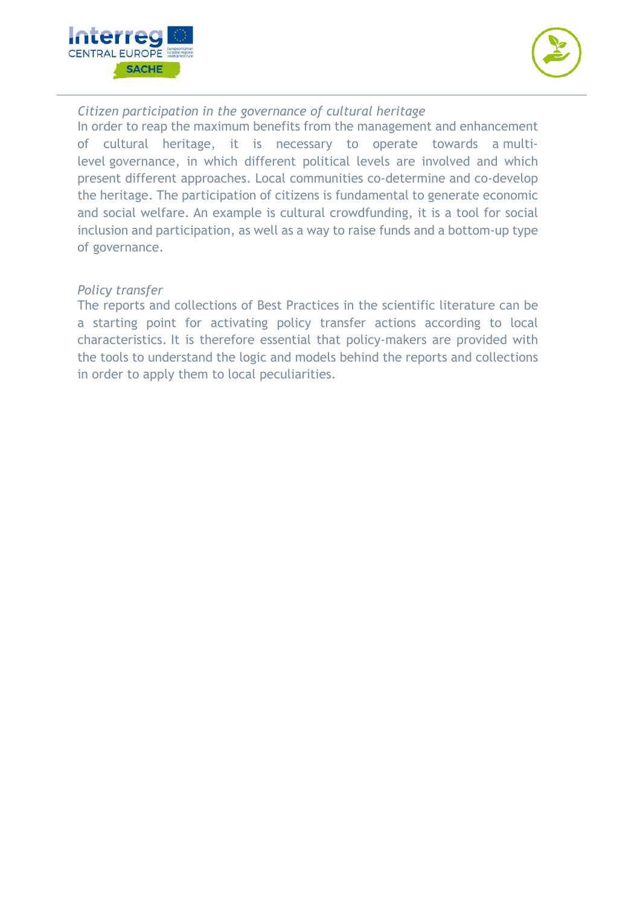*Citizen participation in the governance of cultural heritage*

In order to reap the maximum benefits from the management and enhancement of cultural heritage, it is necessary to operate towards a multi-level governance, in which different political levels are involved and which present different approaches. Local communities co-determine and co-develop the heritage. The participation of citizens is fundamental to generate economic and social welfare. An example is cultural crowdfunding, it is a tool for social inclusion and participation, as well as a way to raise funds and a bottom-up type of governance.

*Policy transfer*

The reports and collections of Best Practices in the scientific literature can be a starting point for activating policy transfer actions according to local characteristics. It is therefore essential that policy-makers are provided with the tools to understand the logic and models behind the reports and collections in order to apply them to local peculiarities.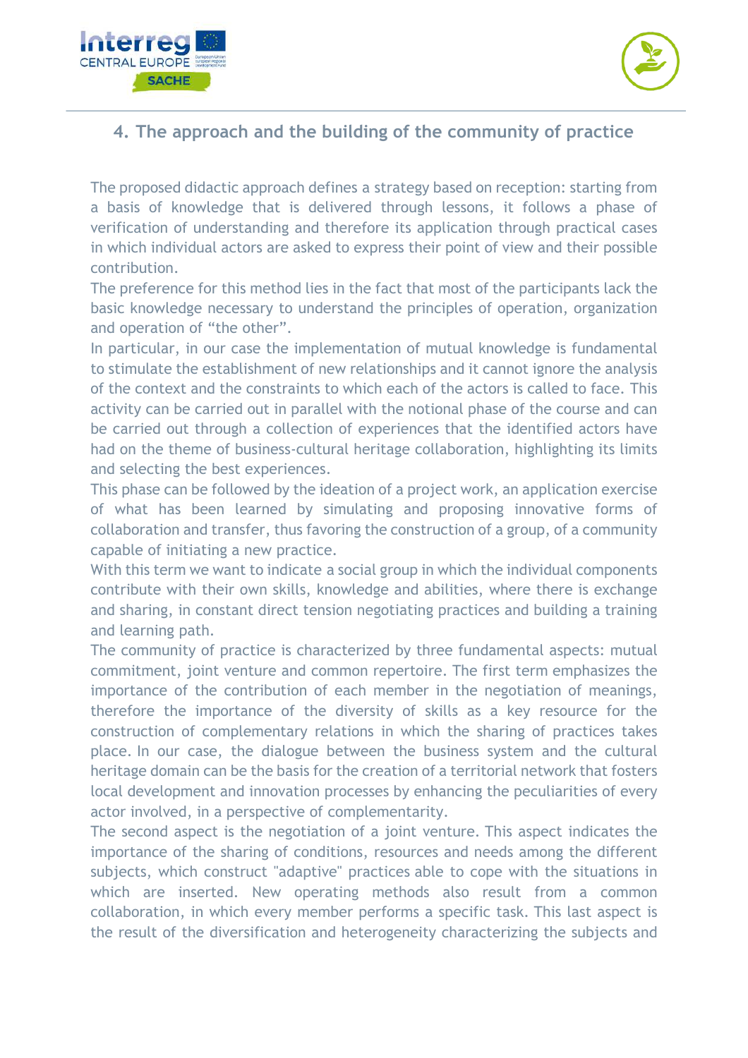## 4. The approach and the building of the community of practice

The proposed didactic approach defines a strategy based on reception: starting from a basis of knowledge that is delivered through lessons, it follows a phase of verification of understanding and therefore its application through practical cases in which individual actors are asked to express their point of view and their possible contribution.

The preference for this method lies in the fact that most of the participants lack the basic knowledge necessary to understand the principles of operation, organization and operation of "the other".

In particular, in our case the implementation of mutual knowledge is fundamental to stimulate the establishment of new relationships and it cannot ignore the analysis of the context and the constraints to which each of the actors is called to face. This activity can be carried out in parallel with the notional phase of the course and can be carried out through a collection of experiences that the identified actors have had on the theme of business-cultural heritage collaboration, highlighting its limits and selecting the best experiences.

This phase can be followed by the ideation of a project work, an application exercise of what has been learned by simulating and proposing innovative forms of collaboration and transfer, thus favoring the construction of a group, of a community capable of initiating a new practice.

With this term we want to indicate a social group in which the individual components contribute with their own skills, knowledge and abilities, where there is exchange and sharing, in constant direct tension negotiating practices and building a training and learning path.

The community of practice is characterized by three fundamental aspects: mutual commitment, joint venture and common repertoire. The first term emphasizes the importance of the contribution of each member in the negotiation of meanings, therefore the importance of the diversity of skills as a key resource for the construction of complementary relations in which the sharing of practices takes place. In our case, the dialogue between the business system and the cultural heritage domain can be the basis for the creation of a territorial network that fosters local development and innovation processes by enhancing the peculiarities of every actor involved, in a perspective of complementarity.

The second aspect is the negotiation of a joint venture. This aspect indicates the importance of the sharing of conditions, resources and needs among the different subjects, which construct "adaptive" practices able to cope with the situations in which are inserted. New operating methods also result from a common collaboration, in which every member performs a specific task. This last aspect is the result of the diversification and heterogeneity characterizing the subjects and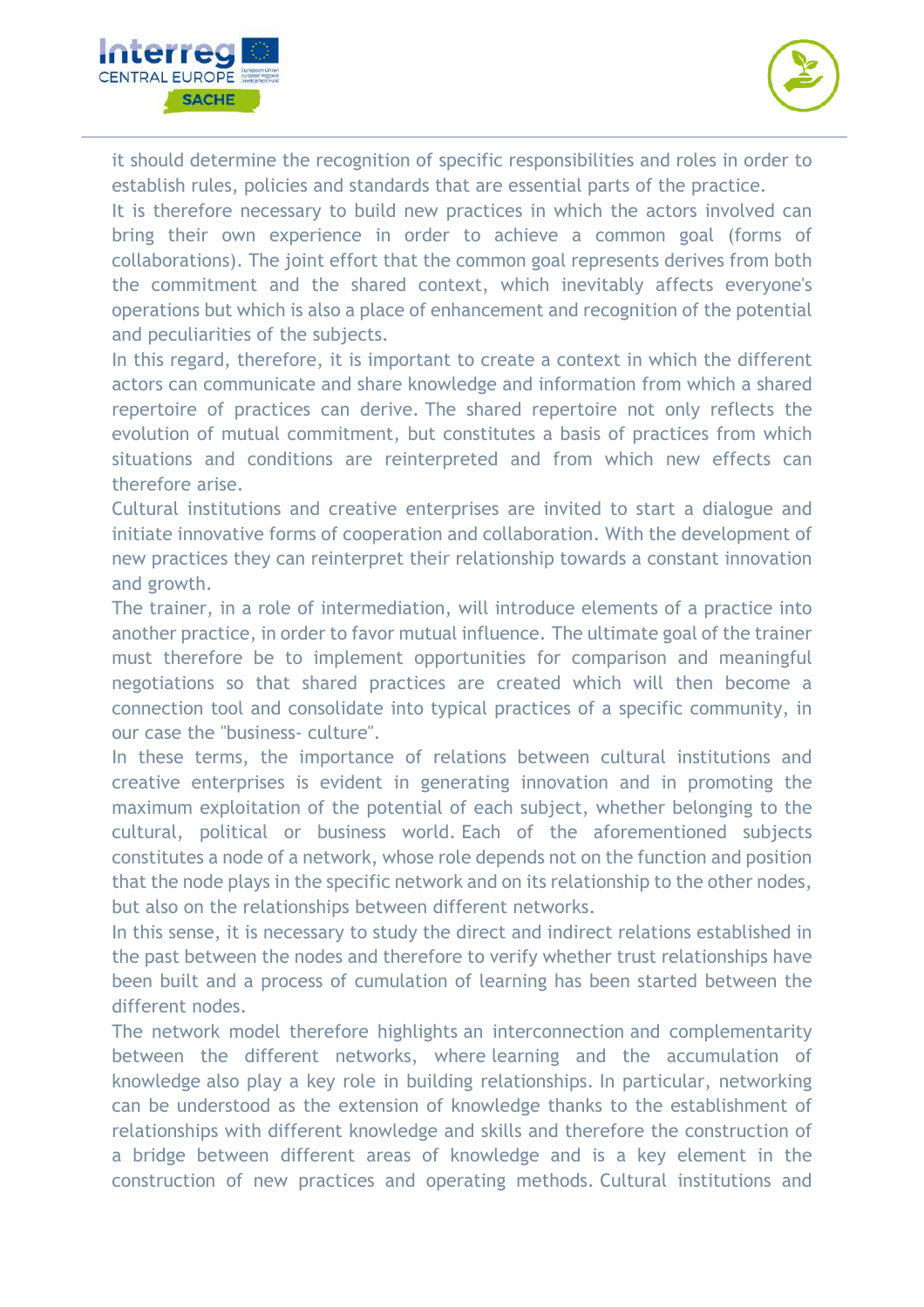it should determine the recognition of specific responsibilities and roles in order to establish rules, policies and standards that are essential parts of the practice.

It is therefore necessary to build new practices in which the actors involved can bring their own experience in order to achieve a common goal (forms of collaborations). The joint effort that the common goal represents derives from both the commitment and the shared context, which inevitably affects everyone's operations but which is also a place of enhancement and recognition of the potential and peculiarities of the subjects.

In this regard, therefore, it is important to create a context in which the different actors can communicate and share knowledge and information from which a shared repertoire of practices can derive. The shared repertoire not only reflects the evolution of mutual commitment, but constitutes a basis of practices from which situations and conditions are reinterpreted and from which new effects can therefore arise.

Cultural institutions and creative enterprises are invited to start a dialogue and initiate innovative forms of cooperation and collaboration. With the development of new practices they can reinterpret their relationship towards a constant innovation and growth.

The trainer, in a role of intermediation, will introduce elements of a practice into another practice, in order to favor mutual influence. The ultimate goal of the trainer must therefore be to implement opportunities for comparison and meaningful negotiations so that shared practices are created which will then become a connection tool and consolidate into typical practices of a specific community, in our case the "business- culture".

In these terms, the importance of relations between cultural institutions and creative enterprises is evident in generating innovation and in promoting the maximum exploitation of the potential of each subject, whether belonging to the cultural, political or business world. Each of the aforementioned subjects constitutes a node of a network, whose role depends not on the function and position that the node plays in the specific network and on its relationship to the other nodes, but also on the relationships between different networks.

In this sense, it is necessary to study the direct and indirect relations established in the past between the nodes and therefore to verify whether trust relationships have been built and a process of cumulation of learning has been started between the different nodes.

The network model therefore highlights an interconnection and complementarity between the different networks, where learning and the accumulation of knowledge also play a key role in building relationships. In particular, networking can be understood as the extension of knowledge thanks to the establishment of relationships with different knowledge and skills and therefore the construction of a bridge between different areas of knowledge and is a key element in the construction of new practices and operating methods. Cultural institutions and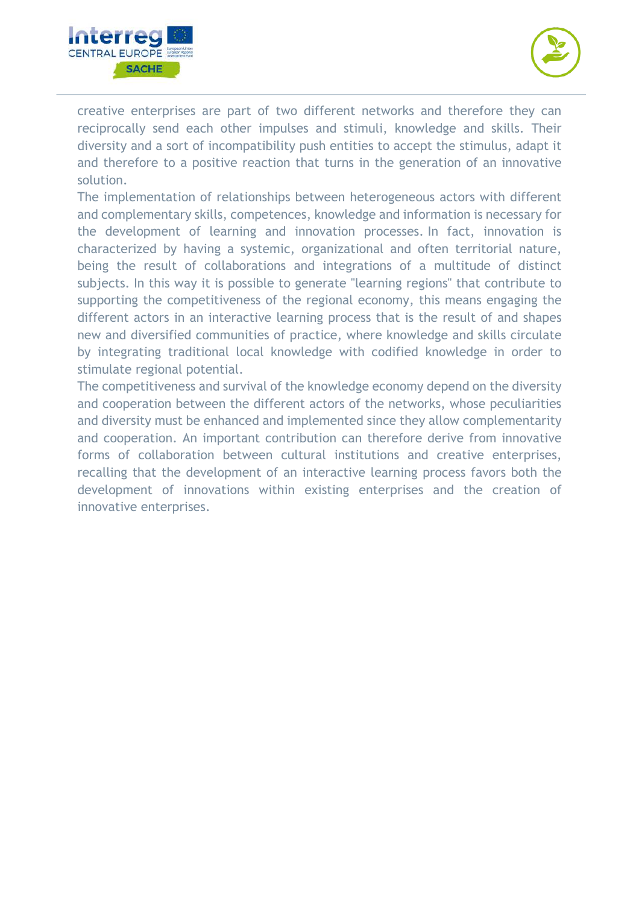creative enterprises are part of two different networks and therefore they can reciprocally send each other impulses and stimuli, knowledge and skills. Their diversity and a sort of incompatibility push entities to accept the stimulus, adapt it and therefore to a positive reaction that turns in the generation of an innovative solution.

The implementation of relationships between heterogeneous actors with different and complementary skills, competences, knowledge and information is necessary for the development of learning and innovation processes. In fact, innovation is characterized by having a systemic, organizational and often territorial nature, being the result of collaborations and integrations of a multitude of distinct subjects. In this way it is possible to generate "learning regions" that contribute to supporting the competitiveness of the regional economy, this means engaging the different actors in an interactive learning process that is the result of and shapes new and diversified communities of practice, where knowledge and skills circulate by integrating traditional local knowledge with codified knowledge in order to stimulate regional potential.

The competitiveness and survival of the knowledge economy depend on the diversity and cooperation between the different actors of the networks, whose peculiarities and diversity must be enhanced and implemented since they allow complementarity and cooperation. An important contribution can therefore derive from innovative forms of collaboration between cultural institutions and creative enterprises, recalling that the development of an interactive learning process favors both the development of innovations within existing enterprises and the creation of innovative enterprises.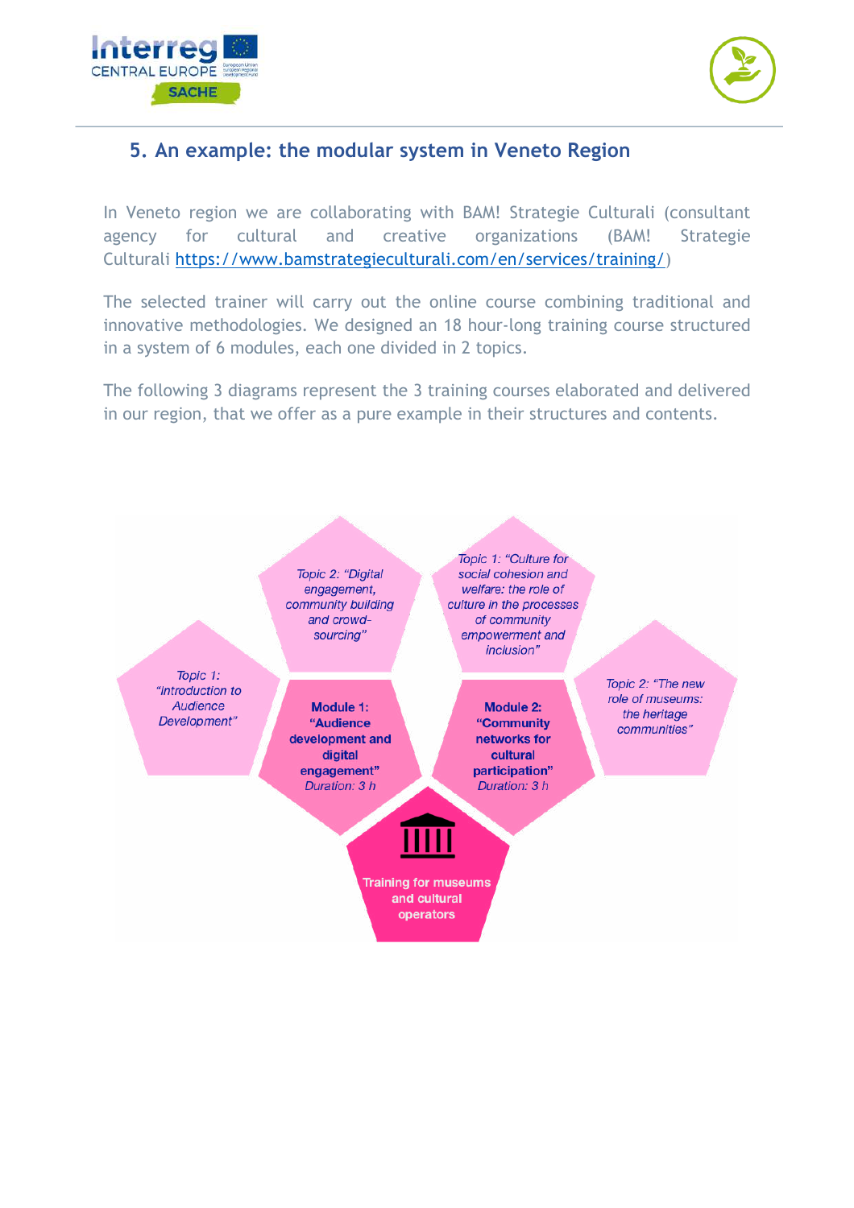## 5. An example: the modular system in Veneto Region

In Veneto region we are collaborating with BAM! Strategie Culturali (consultant agency for cultural and creative organizations (BAM! Strategie Culturali https://www.bamstrategieculturali.com/en/services/training/)

The selected trainer will carry out the online course combining traditional and innovative methodologies. We designed an 18 hour-long training course structured in a system of 6 modules, each one divided in 2 topics.

The following 3 diagrams represent the 3 training courses elaborated and delivered in our region, that we offer as a pure example in their structures and contents.

Topic 1: "Introduction to Audience Development"

Topic 2: "Digital engagement, community building and crowd-sourcing"

**Module 1: "Audience development and digital engagement"**
*Duration: 3 h*

Topic 1: "Culture for social cohesion and welfare: the role of culture in the processes of community empowerment and inclusion"

Topic 2: "The new role of museums: the heritage communities"

**Module 2: "Community networks for cultural participation"**
*Duration: 3 h*

Training for museums and cultural operators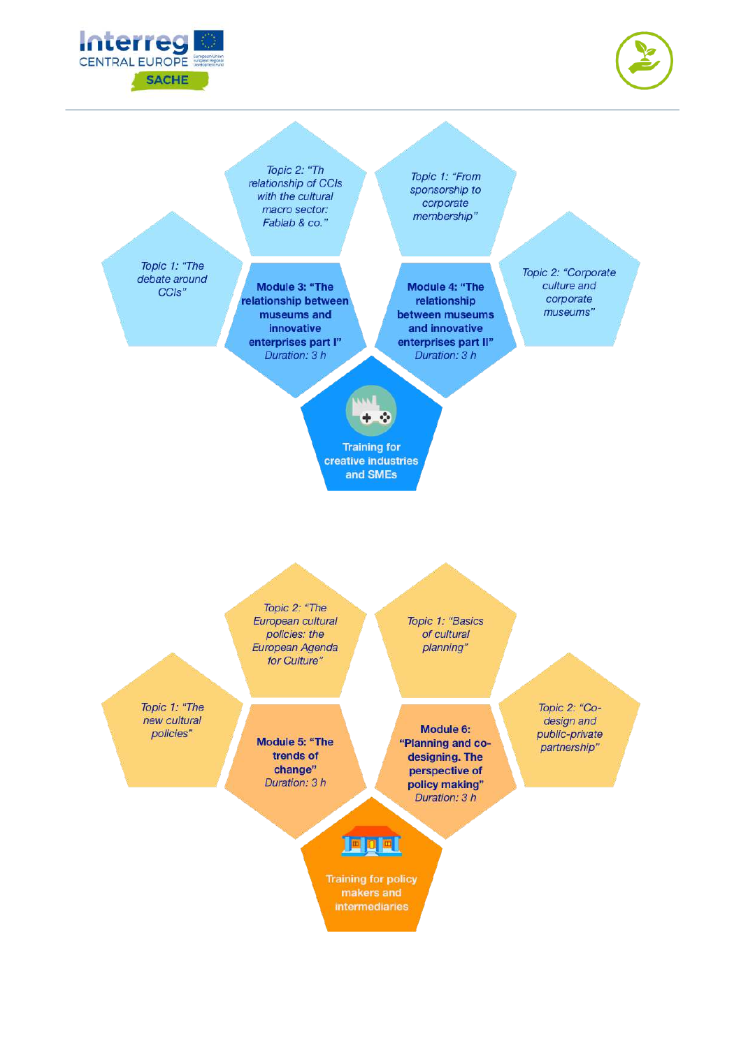Module 3: "The relationship between museums and innovative enterprises part I"
Duration: 3 h

Topic 1: "The debate around CCIs"

Topic 2: "Th relationship of CCIs with the cultural macro sector: Fablab & co."

Module 4: "The relationship between museums and innovative enterprises part II"
Duration: 3 h

Topic 1: "From sponsorship to corporate membership"

Topic 2: "Corporate culture and corporate museums"

Training for creative industries and SMEs

Module 5: "The trends of change"
Duration: 3 h

Topic 1: "The new cultural policies"

Topic 2: "The European cultural policies: the European Agenda for Culture"

Module 6: "Planning and co-designing. The perspective of policy making"
Duration: 3 h

Topic 1: "Basics of cultural planning"

Topic 2: "Co-design and public-private partnership"

Training for policy makers and intermediaries